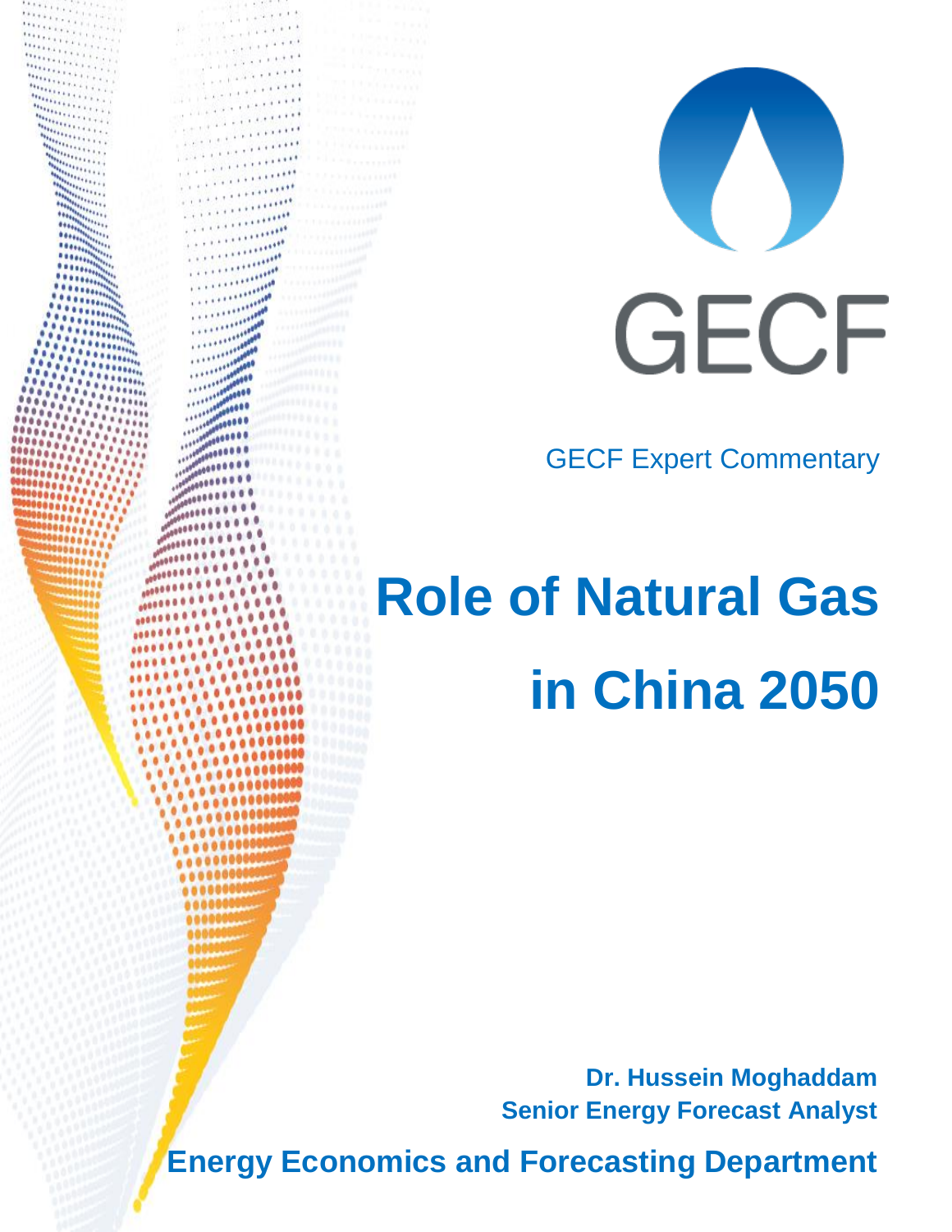GECF

GECF Expert Commentary

# Role of Natural Gas in China 2050

**Dr. Hussein Moghaddam**
**Senior Energy Forecast Analyst**

**Energy Economics and Forecasting Department**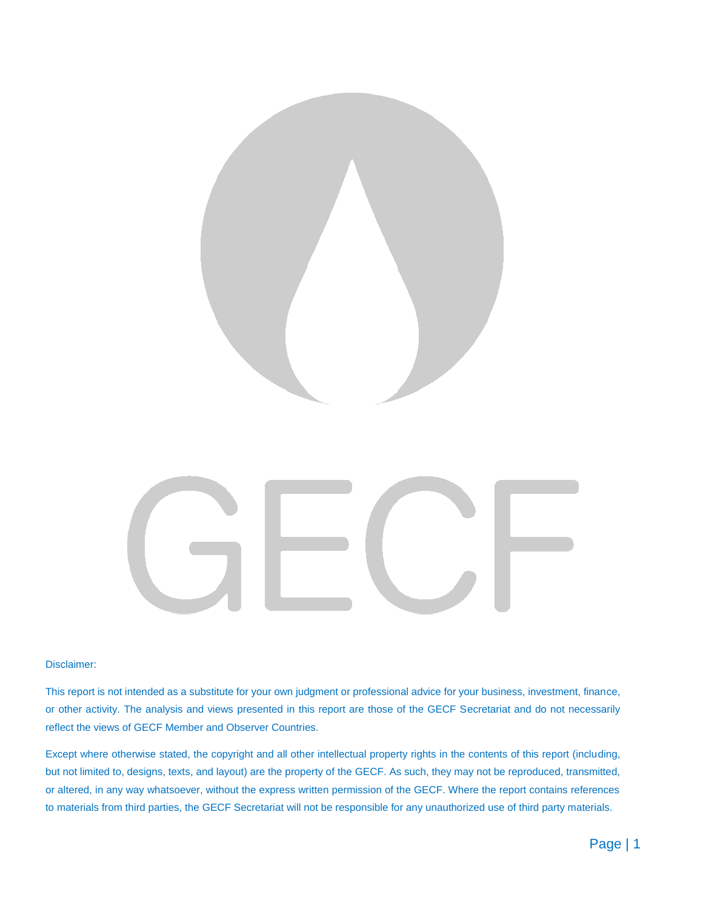Disclaimer:

This report is not intended as a substitute for your own judgment or professional advice for your business, investment, finance, or other activity. The analysis and views presented in this report are those of the GECF Secretariat and do not necessarily reflect the views of GECF Member and Observer Countries.

Except where otherwise stated, the copyright and all other intellectual property rights in the contents of this report (including, but not limited to, designs, texts, and layout) are the property of the GECF. As such, they may not be reproduced, transmitted, or altered, in any way whatsoever, without the express written permission of the GECF. Where the report contains references to materials from third parties, the GECF Secretariat will not be responsible for any unauthorized use of third party materials.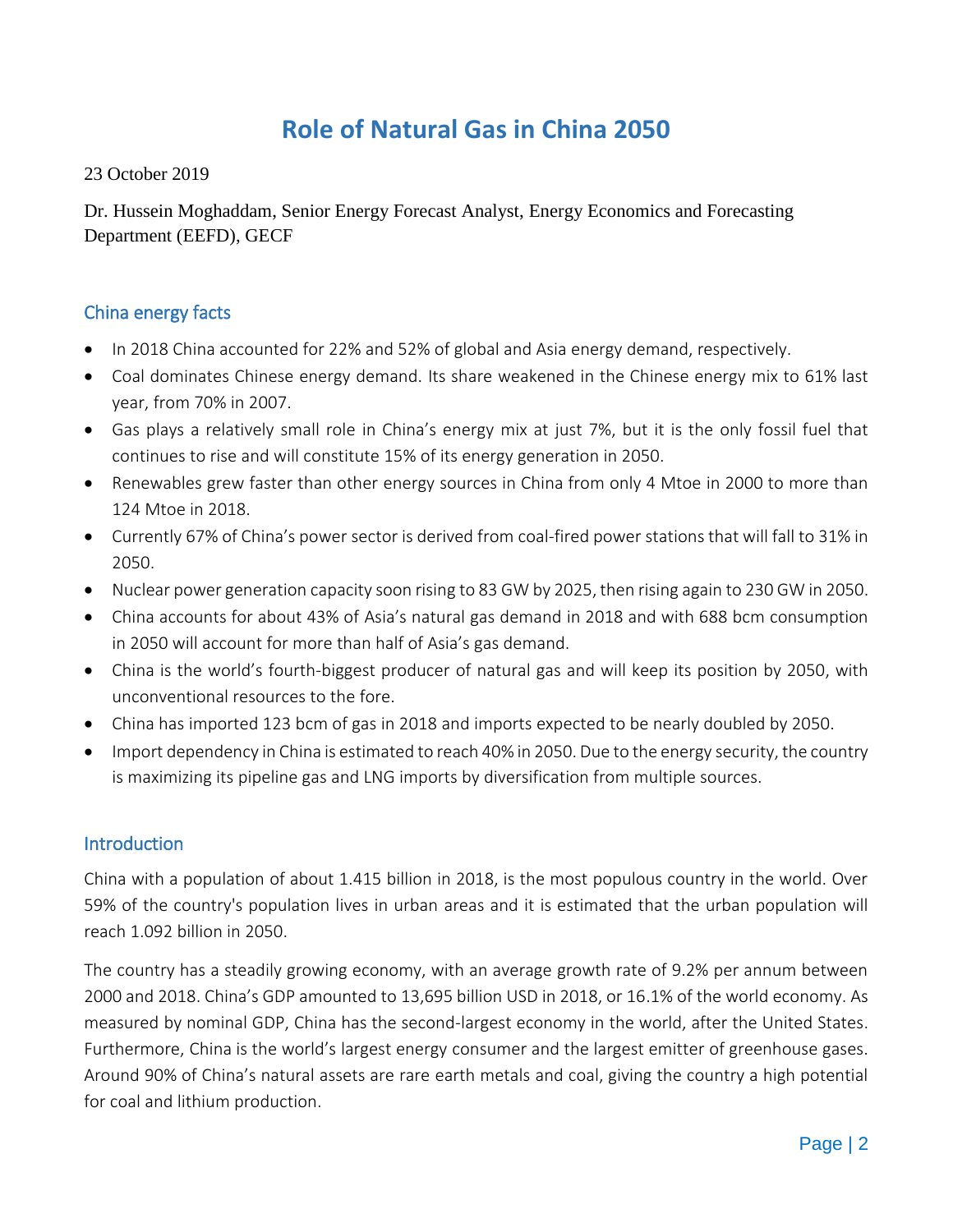# Role of Natural Gas in China 2050

23 October 2019

Dr. Hussein Moghaddam, Senior Energy Forecast Analyst, Energy Economics and Forecasting Department (EEFD), GECF

## China energy facts

- In 2018 China accounted for 22% and 52% of global and Asia energy demand, respectively.
- Coal dominates Chinese energy demand. Its share weakened in the Chinese energy mix to 61% last year, from 70% in 2007.
- Gas plays a relatively small role in China's energy mix at just 7%, but it is the only fossil fuel that continues to rise and will constitute 15% of its energy generation in 2050.
- Renewables grew faster than other energy sources in China from only 4 Mtoe in 2000 to more than 124 Mtoe in 2018.
- Currently 67% of China's power sector is derived from coal-fired power stations that will fall to 31% in 2050.
- Nuclear power generation capacity soon rising to 83 GW by 2025, then rising again to 230 GW in 2050.
- China accounts for about 43% of Asia's natural gas demand in 2018 and with 688 bcm consumption in 2050 will account for more than half of Asia's gas demand.
- China is the world's fourth-biggest producer of natural gas and will keep its position by 2050, with unconventional resources to the fore.
- China has imported 123 bcm of gas in 2018 and imports expected to be nearly doubled by 2050.
- Import dependency in China is estimated to reach 40% in 2050. Due to the energy security, the country is maximizing its pipeline gas and LNG imports by diversification from multiple sources.

## Introduction

China with a population of about 1.415 billion in 2018, is the most populous country in the world. Over 59% of the country's population lives in urban areas and it is estimated that the urban population will reach 1.092 billion in 2050.

The country has a steadily growing economy, with an average growth rate of 9.2% per annum between 2000 and 2018. China's GDP amounted to 13,695 billion USD in 2018, or 16.1% of the world economy. As measured by nominal GDP, China has the second-largest economy in the world, after the United States. Furthermore, China is the world's largest energy consumer and the largest emitter of greenhouse gases. Around 90% of China's natural assets are rare earth metals and coal, giving the country a high potential for coal and lithium production.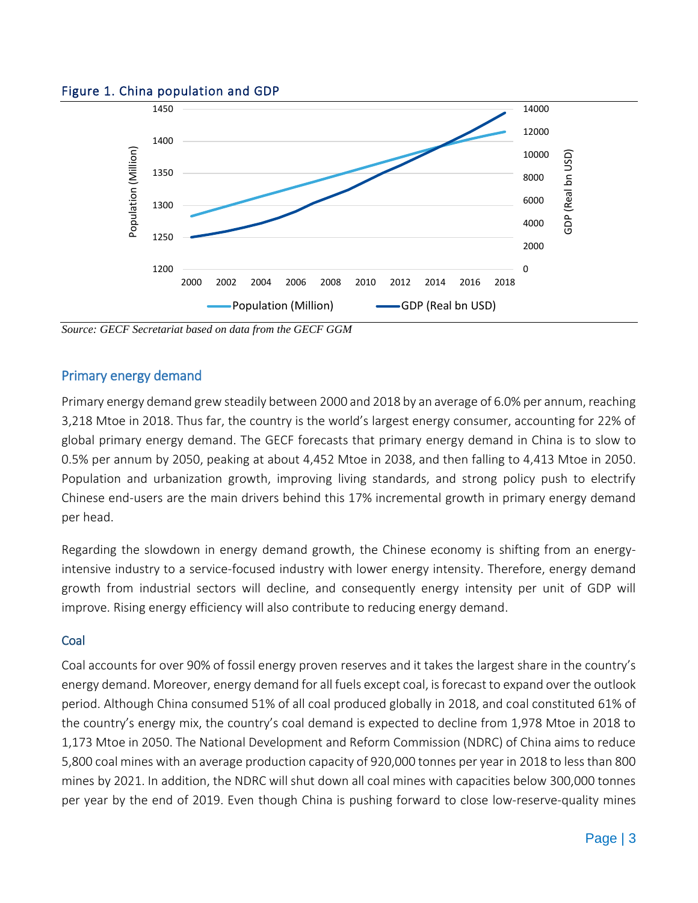Figure 1. China population and GDP

Source: GECF Secretariat based on data from the GECF GGM

## Primary energy demand

Primary energy demand grew steadily between 2000 and 2018 by an average of 6.0% per annum, reaching 3,218 Mtoe in 2018. Thus far, the country is the world's largest energy consumer, accounting for 22% of global primary energy demand. The GECF forecasts that primary energy demand in China is to slow to 0.5% per annum by 2050, peaking at about 4,452 Mtoe in 2038, and then falling to 4,413 Mtoe in 2050. Population and urbanization growth, improving living standards, and strong policy push to electrify Chinese end-users are the main drivers behind this 17% incremental growth in primary energy demand per head.

Regarding the slowdown in energy demand growth, the Chinese economy is shifting from an energy-intensive industry to a service-focused industry with lower energy intensity. Therefore, energy demand growth from industrial sectors will decline, and consequently energy intensity per unit of GDP will improve. Rising energy efficiency will also contribute to reducing energy demand.

### Coal

Coal accounts for over 90% of fossil energy proven reserves and it takes the largest share in the country's energy demand. Moreover, energy demand for all fuels except coal, is forecast to expand over the outlook period. Although China consumed 51% of all coal produced globally in 2018, and coal constituted 61% of the country's energy mix, the country's coal demand is expected to decline from 1,978 Mtoe in 2018 to 1,173 Mtoe in 2050. The National Development and Reform Commission (NDRC) of China aims to reduce 5,800 coal mines with an average production capacity of 920,000 tonnes per year in 2018 to less than 800 mines by 2021. In addition, the NDRC will shut down all coal mines with capacities below 300,000 tonnes per year by the end of 2019. Even though China is pushing forward to close low-reserve-quality mines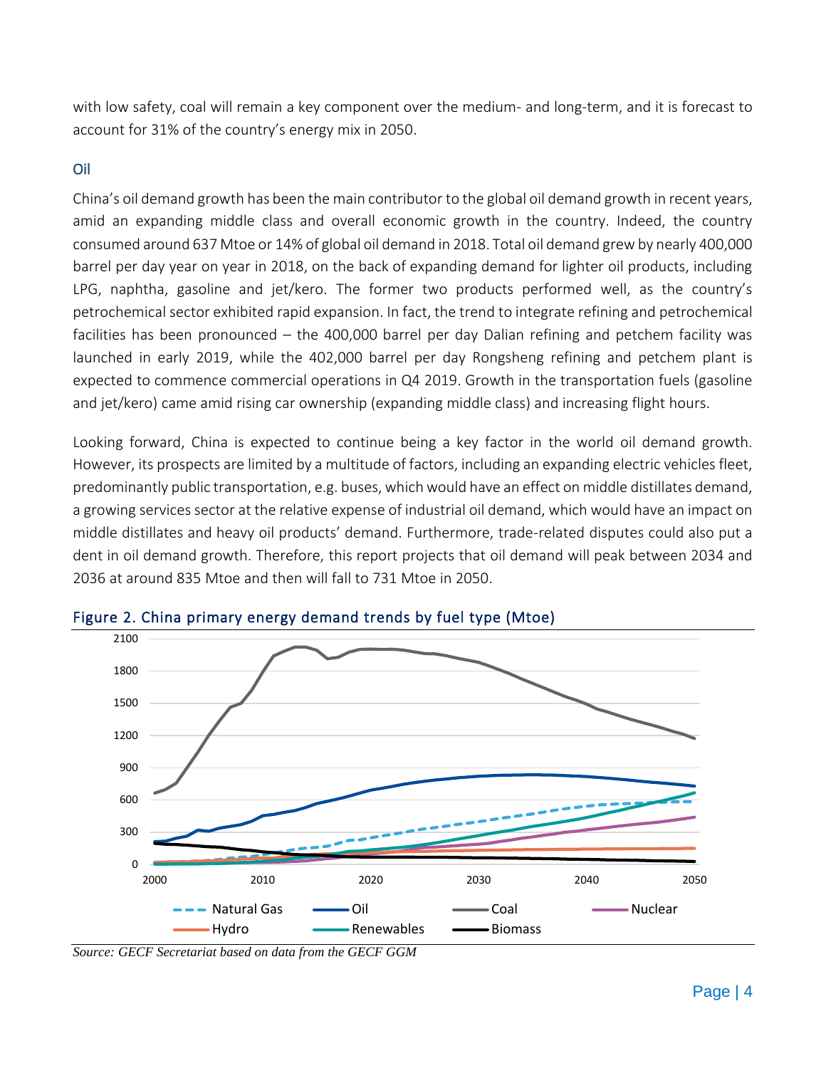with low safety, coal will remain a key component over the medium- and long-term, and it is forecast to account for 31% of the country's energy mix in 2050.

### Oil

China's oil demand growth has been the main contributor to the global oil demand growth in recent years, amid an expanding middle class and overall economic growth in the country. Indeed, the country consumed around 637 Mtoe or 14% of global oil demand in 2018. Total oil demand grew by nearly 400,000 barrel per day year on year in 2018, on the back of expanding demand for lighter oil products, including LPG, naphtha, gasoline and jet/kero. The former two products performed well, as the country's petrochemical sector exhibited rapid expansion. In fact, the trend to integrate refining and petrochemical facilities has been pronounced – the 400,000 barrel per day Dalian refining and petchem facility was launched in early 2019, while the 402,000 barrel per day Rongsheng refining and petchem plant is expected to commence commercial operations in Q4 2019. Growth in the transportation fuels (gasoline and jet/kero) came amid rising car ownership (expanding middle class) and increasing flight hours.

Looking forward, China is expected to continue being a key factor in the world oil demand growth. However, its prospects are limited by a multitude of factors, including an expanding electric vehicles fleet, predominantly public transportation, e.g. buses, which would have an effect on middle distillates demand, a growing services sector at the relative expense of industrial oil demand, which would have an impact on middle distillates and heavy oil products' demand. Furthermore, trade-related disputes could also put a dent in oil demand growth. Therefore, this report projects that oil demand will peak between 2034 and 2036 at around 835 Mtoe and then will fall to 731 Mtoe in 2050.

Figure 2. China primary energy demand trends by fuel type (Mtoe)

*Source: GECF Secretariat based on data from the GECF GGM*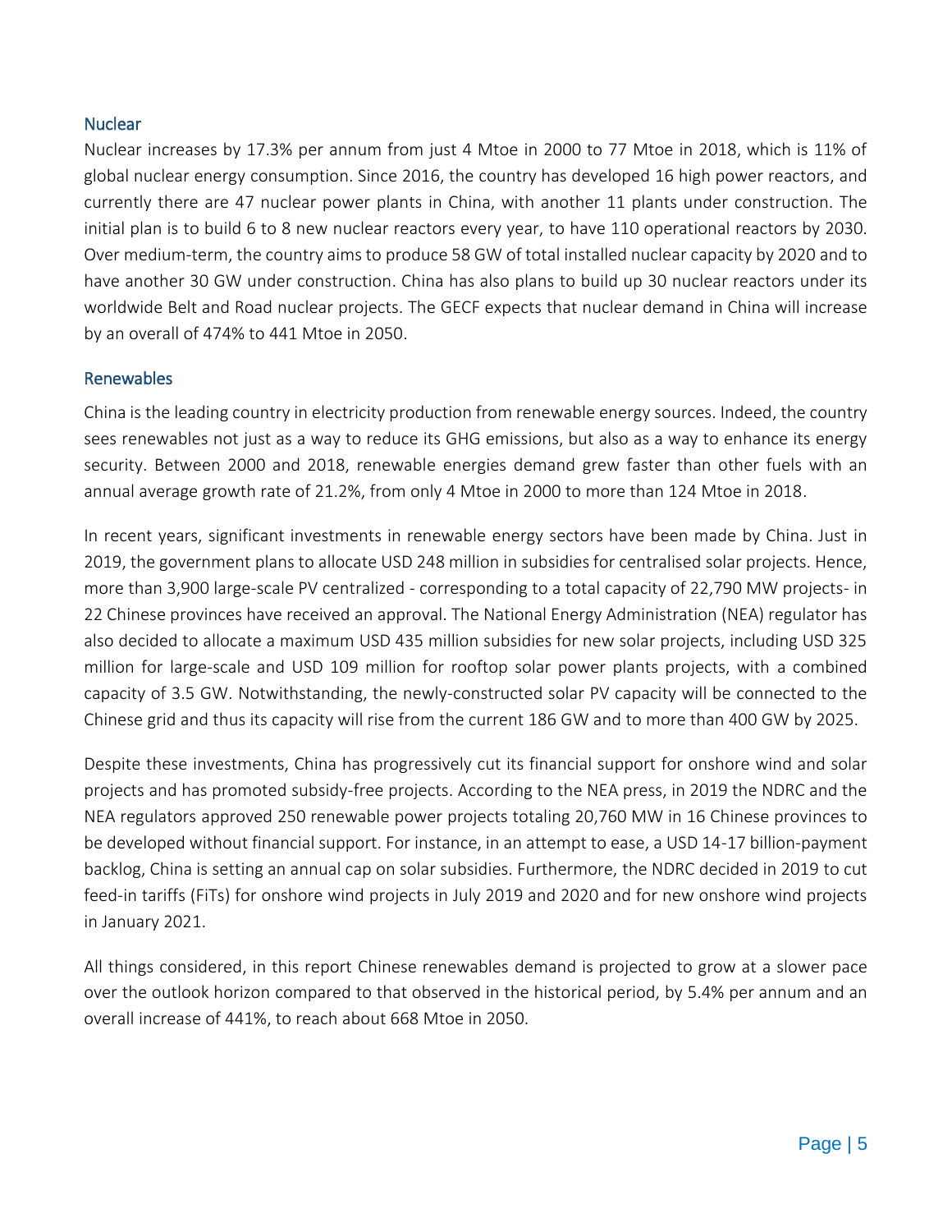### Nuclear

Nuclear increases by 17.3% per annum from just 4 Mtoe in 2000 to 77 Mtoe in 2018, which is 11% of global nuclear energy consumption. Since 2016, the country has developed 16 high power reactors, and currently there are 47 nuclear power plants in China, with another 11 plants under construction. The initial plan is to build 6 to 8 new nuclear reactors every year, to have 110 operational reactors by 2030. Over medium-term, the country aims to produce 58 GW of total installed nuclear capacity by 2020 and to have another 30 GW under construction. China has also plans to build up 30 nuclear reactors under its worldwide Belt and Road nuclear projects. The GECF expects that nuclear demand in China will increase by an overall of 474% to 441 Mtoe in 2050.

### Renewables

China is the leading country in electricity production from renewable energy sources. Indeed, the country sees renewables not just as a way to reduce its GHG emissions, but also as a way to enhance its energy security. Between 2000 and 2018, renewable energies demand grew faster than other fuels with an annual average growth rate of 21.2%, from only 4 Mtoe in 2000 to more than 124 Mtoe in 2018.

In recent years, significant investments in renewable energy sectors have been made by China. Just in 2019, the government plans to allocate USD 248 million in subsidies for centralised solar projects. Hence, more than 3,900 large-scale PV centralized - corresponding to a total capacity of 22,790 MW projects- in 22 Chinese provinces have received an approval. The National Energy Administration (NEA) regulator has also decided to allocate a maximum USD 435 million subsidies for new solar projects, including USD 325 million for large-scale and USD 109 million for rooftop solar power plants projects, with a combined capacity of 3.5 GW. Notwithstanding, the newly-constructed solar PV capacity will be connected to the Chinese grid and thus its capacity will rise from the current 186 GW and to more than 400 GW by 2025.

Despite these investments, China has progressively cut its financial support for onshore wind and solar projects and has promoted subsidy-free projects. According to the NEA press, in 2019 the NDRC and the NEA regulators approved 250 renewable power projects totaling 20,760 MW in 16 Chinese provinces to be developed without financial support. For instance, in an attempt to ease, a USD 14-17 billion-payment backlog, China is setting an annual cap on solar subsidies. Furthermore, the NDRC decided in 2019 to cut feed-in tariffs (FiTs) for onshore wind projects in July 2019 and 2020 and for new onshore wind projects in January 2021.

All things considered, in this report Chinese renewables demand is projected to grow at a slower pace over the outlook horizon compared to that observed in the historical period, by 5.4% per annum and an overall increase of 441%, to reach about 668 Mtoe in 2050.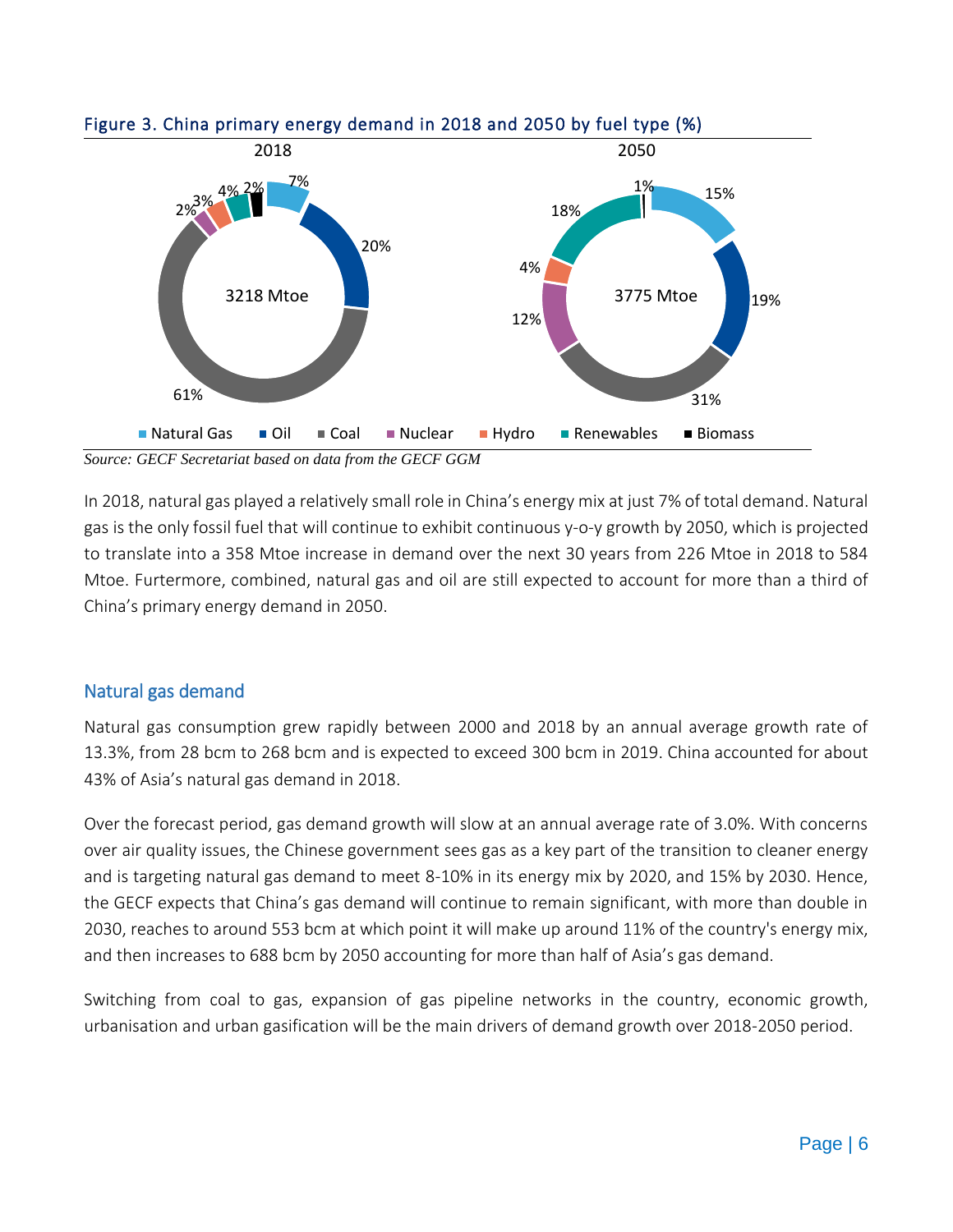Figure 3. China primary energy demand in 2018 and 2050 by fuel type (%)

*Source: GECF Secretariat based on data from the GECF GGM*

In 2018, natural gas played a relatively small role in China's energy mix at just 7% of total demand. Natural gas is the only fossil fuel that will continue to exhibit continuous y-o-y growth by 2050, which is projected to translate into a 358 Mtoe increase in demand over the next 30 years from 226 Mtoe in 2018 to 584 Mtoe. Furtermore, combined, natural gas and oil are still expected to account for more than a third of China's primary energy demand in 2050.

## Natural gas demand

Natural gas consumption grew rapidly between 2000 and 2018 by an annual average growth rate of 13.3%, from 28 bcm to 268 bcm and is expected to exceed 300 bcm in 2019. China accounted for about 43% of Asia's natural gas demand in 2018.

Over the forecast period, gas demand growth will slow at an annual average rate of 3.0%. With concerns over air quality issues, the Chinese government sees gas as a key part of the transition to cleaner energy and is targeting natural gas demand to meet 8-10% in its energy mix by 2020, and 15% by 2030. Hence, the GECF expects that China's gas demand will continue to remain significant, with more than double in 2030, reaches to around 553 bcm at which point it will make up around 11% of the country's energy mix, and then increases to 688 bcm by 2050 accounting for more than half of Asia's gas demand.

Switching from coal to gas, expansion of gas pipeline networks in the country, economic growth, urbanisation and urban gasification will be the main drivers of demand growth over 2018-2050 period.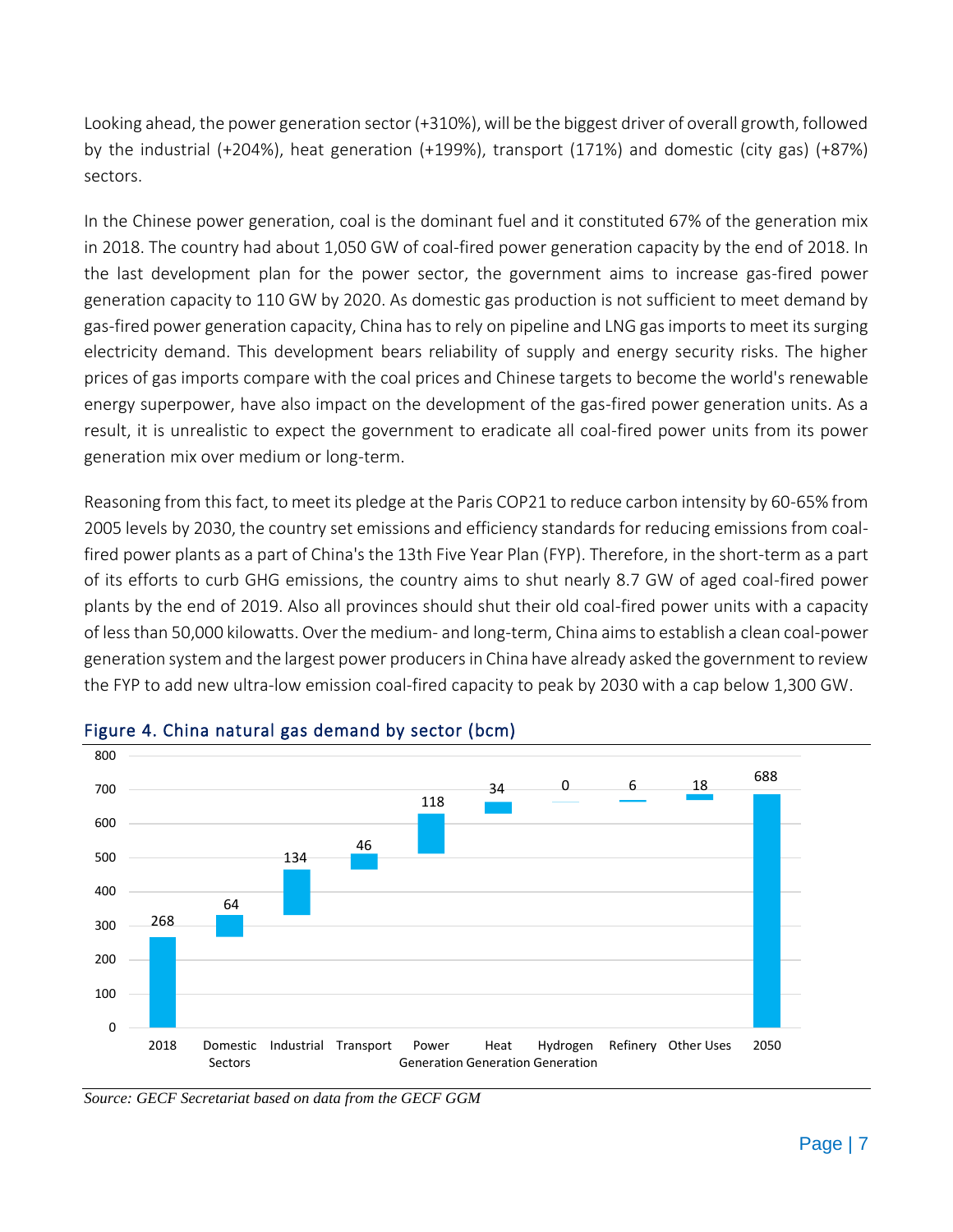Looking ahead, the power generation sector (+310%), will be the biggest driver of overall growth, followed by the industrial (+204%), heat generation (+199%), transport (171%) and domestic (city gas) (+87%) sectors.

In the Chinese power generation, coal is the dominant fuel and it constituted 67% of the generation mix in 2018. The country had about 1,050 GW of coal-fired power generation capacity by the end of 2018. In the last development plan for the power sector, the government aims to increase gas-fired power generation capacity to 110 GW by 2020. As domestic gas production is not sufficient to meet demand by gas-fired power generation capacity, China has to rely on pipeline and LNG gas imports to meet its surging electricity demand. This development bears reliability of supply and energy security risks. The higher prices of gas imports compare with the coal prices and Chinese targets to become the world's renewable energy superpower, have also impact on the development of the gas-fired power generation units. As a result, it is unrealistic to expect the government to eradicate all coal-fired power units from its power generation mix over medium or long-term.

Reasoning from this fact, to meet its pledge at the Paris COP21 to reduce carbon intensity by 60-65% from 2005 levels by 2030, the country set emissions and efficiency standards for reducing emissions from coal-fired power plants as a part of China's the 13th Five Year Plan (FYP). Therefore, in the short-term as a part of its efforts to curb GHG emissions, the country aims to shut nearly 8.7 GW of aged coal-fired power plants by the end of 2019. Also all provinces should shut their old coal-fired power units with a capacity of less than 50,000 kilowatts. Over the medium- and long-term, China aims to establish a clean coal-power generation system and the largest power producers in China have already asked the government to review the FYP to add new ultra-low emission coal-fired capacity to peak by 2030 with a cap below 1,300 GW.

**Figure 4. China natural gas demand by sector (bcm)**

| 2018 | Domestic Sectors | Industrial | Transport | Power Generation | Heat Generation | Hydrogen Generation | Refinery | Other Uses | 2050 |
|---|---|---|---|---|---|---|---|---|---|
| 268 | 64 | 134 | 46 | 118 | 34 | 0 | 6 | 18 | 688 |

*Source: GECF Secretariat based on data from the GECF GGM*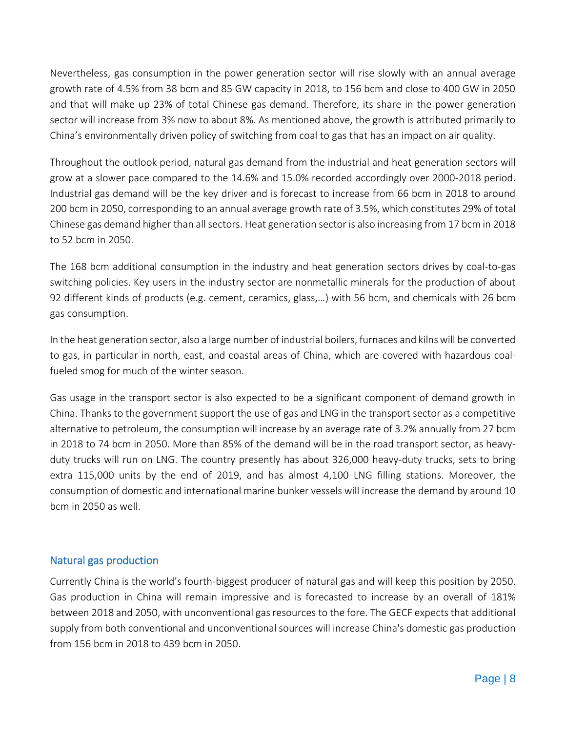Nevertheless, gas consumption in the power generation sector will rise slowly with an annual average growth rate of 4.5% from 38 bcm and 85 GW capacity in 2018, to 156 bcm and close to 400 GW in 2050 and that will make up 23% of total Chinese gas demand. Therefore, its share in the power generation sector will increase from 3% now to about 8%. As mentioned above, the growth is attributed primarily to China's environmentally driven policy of switching from coal to gas that has an impact on air quality.

Throughout the outlook period, natural gas demand from the industrial and heat generation sectors will grow at a slower pace compared to the 14.6% and 15.0% recorded accordingly over 2000-2018 period. Industrial gas demand will be the key driver and is forecast to increase from 66 bcm in 2018 to around 200 bcm in 2050, corresponding to an annual average growth rate of 3.5%, which constitutes 29% of total Chinese gas demand higher than all sectors. Heat generation sector is also increasing from 17 bcm in 2018 to 52 bcm in 2050.

The 168 bcm additional consumption in the industry and heat generation sectors drives by coal-to-gas switching policies. Key users in the industry sector are nonmetallic minerals for the production of about 92 different kinds of products (e.g. cement, ceramics, glass,…) with 56 bcm, and chemicals with 26 bcm gas consumption.

In the heat generation sector, also a large number of industrial boilers, furnaces and kilns will be converted to gas, in particular in north, east, and coastal areas of China, which are covered with hazardous coal-fueled smog for much of the winter season.

Gas usage in the transport sector is also expected to be a significant component of demand growth in China. Thanks to the government support the use of gas and LNG in the transport sector as a competitive alternative to petroleum, the consumption will increase by an average rate of 3.2% annually from 27 bcm in 2018 to 74 bcm in 2050. More than 85% of the demand will be in the road transport sector, as heavy-duty trucks will run on LNG. The country presently has about 326,000 heavy-duty trucks, sets to bring extra 115,000 units by the end of 2019, and has almost 4,100 LNG filling stations. Moreover, the consumption of domestic and international marine bunker vessels will increase the demand by around 10 bcm in 2050 as well.

## Natural gas production

Currently China is the world's fourth-biggest producer of natural gas and will keep this position by 2050. Gas production in China will remain impressive and is forecasted to increase by an overall of 181% between 2018 and 2050, with unconventional gas resources to the fore. The GECF expects that additional supply from both conventional and unconventional sources will increase China's domestic gas production from 156 bcm in 2018 to 439 bcm in 2050.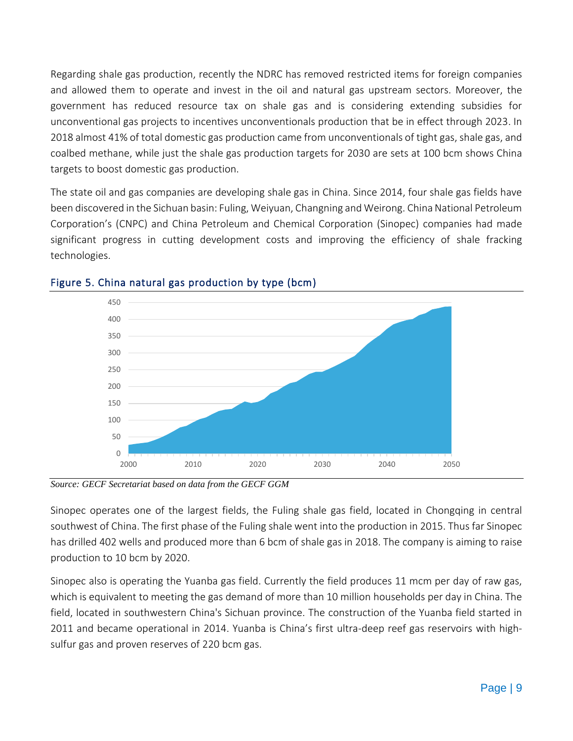Regarding shale gas production, recently the NDRC has removed restricted items for foreign companies and allowed them to operate and invest in the oil and natural gas upstream sectors. Moreover, the government has reduced resource tax on shale gas and is considering extending subsidies for unconventional gas projects to incentives unconventionals production that be in effect through 2023. In 2018 almost 41% of total domestic gas production came from unconventionals of tight gas, shale gas, and coalbed methane, while just the shale gas production targets for 2030 are sets at 100 bcm shows China targets to boost domestic gas production.

The state oil and gas companies are developing shale gas in China. Since 2014, four shale gas fields have been discovered in the Sichuan basin: Fuling, Weiyuan, Changning and Weirong. China National Petroleum Corporation's (CNPC) and China Petroleum and Chemical Corporation (Sinopec) companies had made significant progress in cutting development costs and improving the efficiency of shale fracking technologies.

### Figure 5. China natural gas production by type (bcm)

*Source: GECF Secretariat based on data from the GECF GGM*

Sinopec operates one of the largest fields, the Fuling shale gas field, located in Chongqing in central southwest of China. The first phase of the Fuling shale went into the production in 2015. Thus far Sinopec has drilled 402 wells and produced more than 6 bcm of shale gas in 2018. The company is aiming to raise production to 10 bcm by 2020.

Sinopec also is operating the Yuanba gas field. Currently the field produces 11 mcm per day of raw gas, which is equivalent to meeting the gas demand of more than 10 million households per day in China. The field, located in southwestern China's Sichuan province. The construction of the Yuanba field started in 2011 and became operational in 2014. Yuanba is China's first ultra-deep reef gas reservoirs with high-sulfur gas and proven reserves of 220 bcm gas.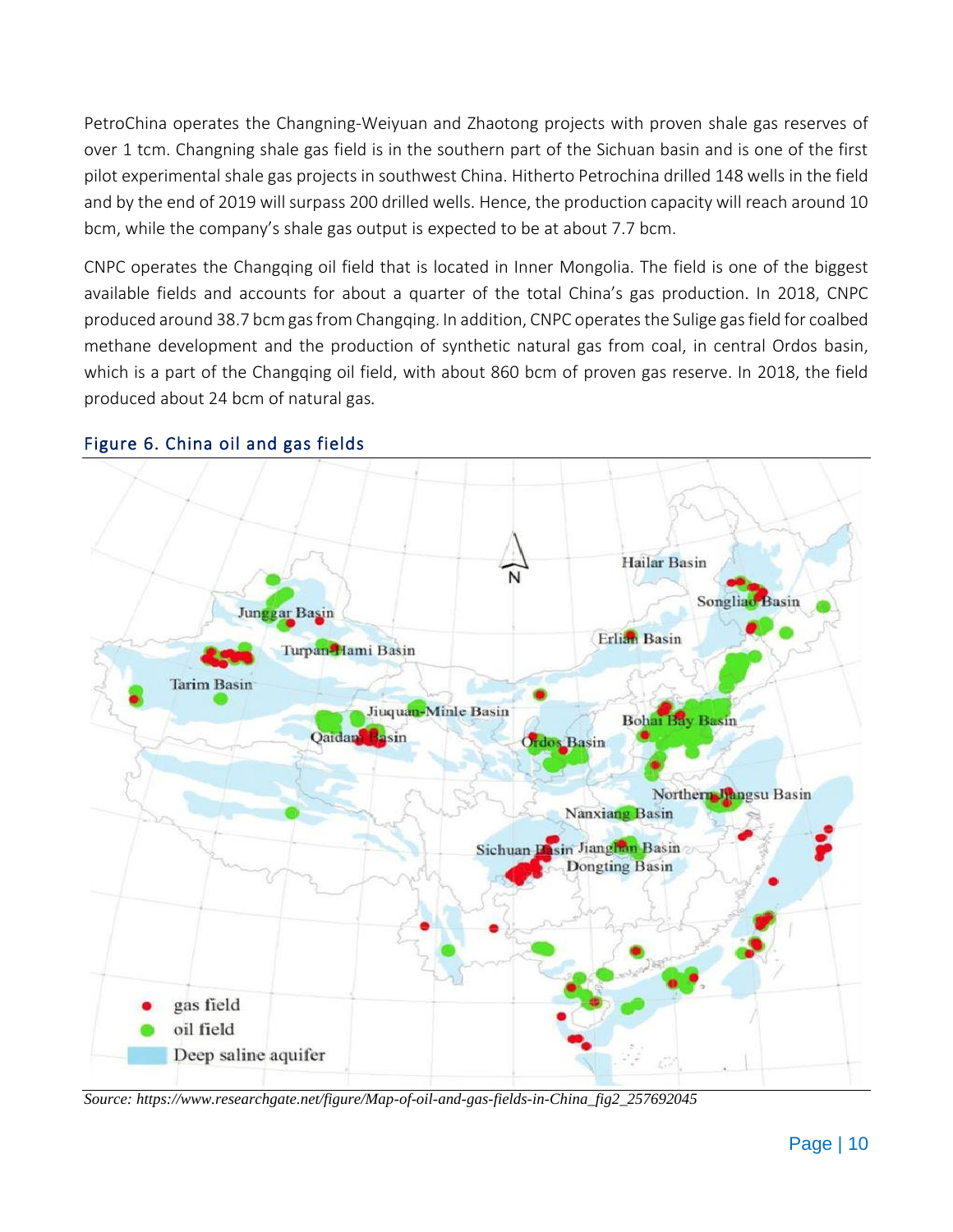PetroChina operates the Changning-Weiyuan and Zhaotong projects with proven shale gas reserves of over 1 tcm. Changning shale gas field is in the southern part of the Sichuan basin and is one of the first pilot experimental shale gas projects in southwest China. Hitherto Petrochina drilled 148 wells in the field and by the end of 2019 will surpass 200 drilled wells. Hence, the production capacity will reach around 10 bcm, while the company's shale gas output is expected to be at about 7.7 bcm.

CNPC operates the Changqing oil field that is located in Inner Mongolia. The field is one of the biggest available fields and accounts for about a quarter of the total China's gas production. In 2018, CNPC produced around 38.7 bcm gas from Changqing. In addition, CNPC operates the Sulige gas field for coalbed methane development and the production of synthetic natural gas from coal, in central Ordos basin, which is a part of the Changqing oil field, with about 860 bcm of proven gas reserve. In 2018, the field produced about 24 bcm of natural gas.

## Figure 6. China oil and gas fields

*Source: https://www.researchgate.net/figure/Map-of-oil-and-gas-fields-in-China_fig2_257692045*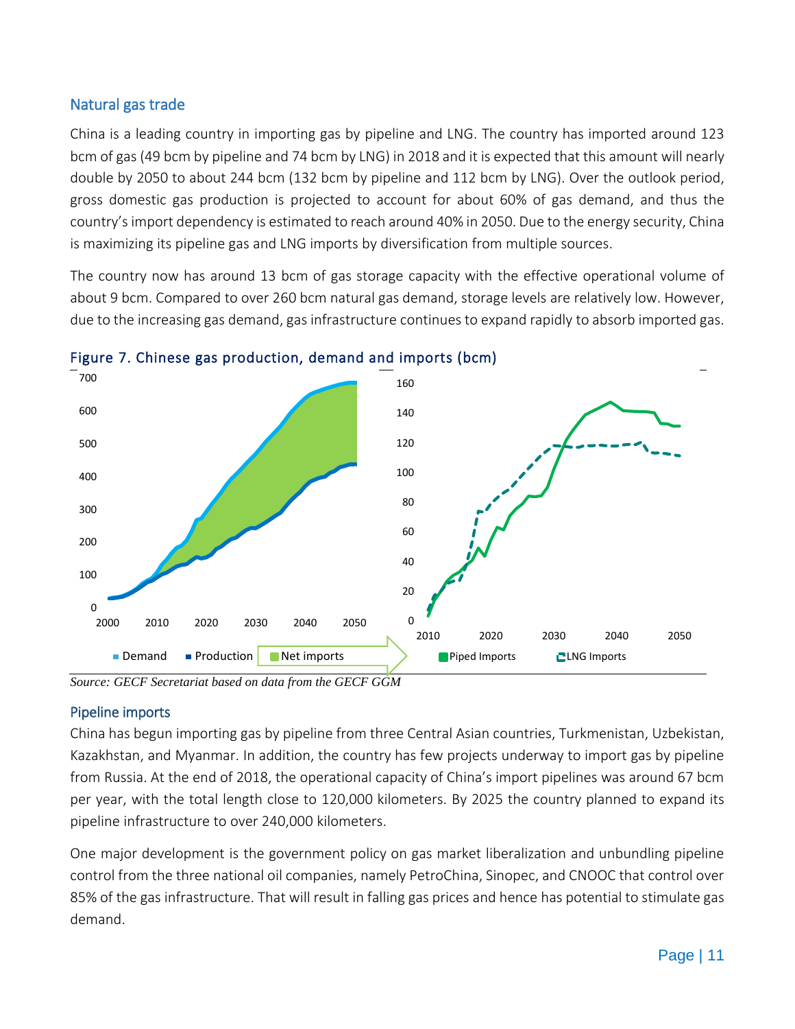## Natural gas trade

China is a leading country in importing gas by pipeline and LNG. The country has imported around 123 bcm of gas (49 bcm by pipeline and 74 bcm by LNG) in 2018 and it is expected that this amount will nearly double by 2050 to about 244 bcm (132 bcm by pipeline and 112 bcm by LNG). Over the outlook period, gross domestic gas production is projected to account for about 60% of gas demand, and thus the country's import dependency is estimated to reach around 40% in 2050. Due to the energy security, China is maximizing its pipeline gas and LNG imports by diversification from multiple sources.

The country now has around 13 bcm of gas storage capacity with the effective operational volume of about 9 bcm. Compared to over 260 bcm natural gas demand, storage levels are relatively low. However, due to the increasing gas demand, gas infrastructure continues to expand rapidly to absorb imported gas.

Figure 7. Chinese gas production, demand and imports (bcm)

*Source: GECF Secretariat based on data from the GECF GGM*

## Pipeline imports

China has begun importing gas by pipeline from three Central Asian countries, Turkmenistan, Uzbekistan, Kazakhstan, and Myanmar. In addition, the country has few projects underway to import gas by pipeline from Russia. At the end of 2018, the operational capacity of China's import pipelines was around 67 bcm per year, with the total length close to 120,000 kilometers. By 2025 the country planned to expand its pipeline infrastructure to over 240,000 kilometers.

One major development is the government policy on gas market liberalization and unbundling pipeline control from the three national oil companies, namely PetroChina, Sinopec, and CNOOC that control over 85% of the gas infrastructure. That will result in falling gas prices and hence has potential to stimulate gas demand.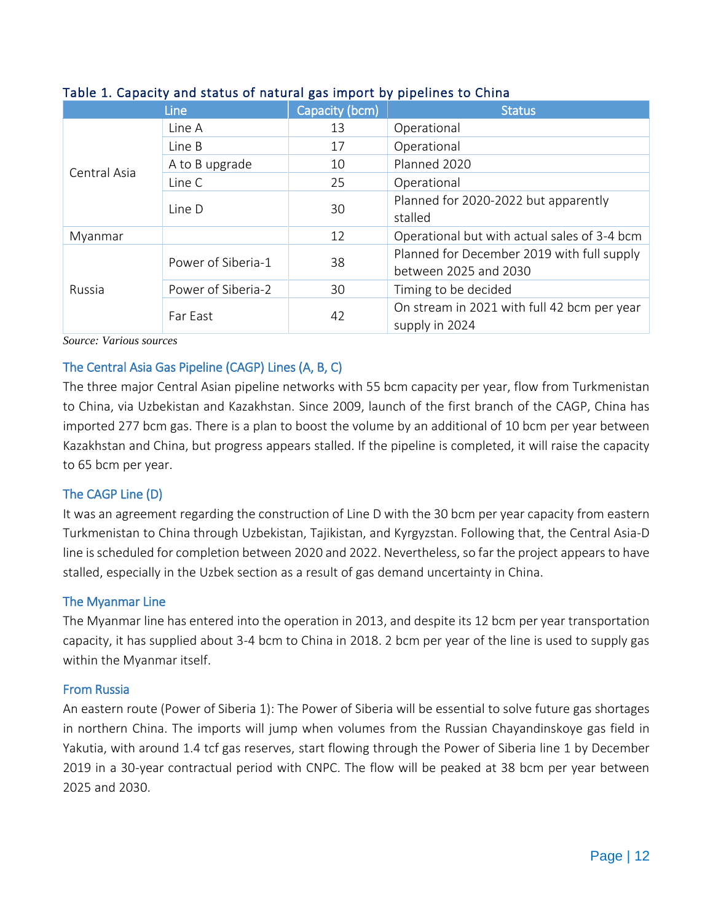Table 1. Capacity and status of natural gas import by pipelines to China

| Line | | Capacity (bcm) | Status |
| --- | --- | --- | --- |
| Central Asia | Line A | 13 | Operational |
| | Line B | 17 | Operational |
| | A to B upgrade | 10 | Planned 2020 |
| | Line C | 25 | Operational |
| | Line D | 30 | Planned for 2020-2022 but apparently stalled |
| Myanmar | | 12 | Operational but with actual sales of 3-4 bcm |
| Russia | Power of Siberia-1 | 38 | Planned for December 2019 with full supply between 2025 and 2030 |
| | Power of Siberia-2 | 30 | Timing to be decided |
| | Far East | 42 | On stream in 2021 with full 42 bcm per year supply in 2024 |

*Source: Various sources*

### The Central Asia Gas Pipeline (CAGP) Lines (A, B, C)

The three major Central Asian pipeline networks with 55 bcm capacity per year, flow from Turkmenistan to China, via Uzbekistan and Kazakhstan. Since 2009, launch of the first branch of the CAGP, China has imported 277 bcm gas. There is a plan to boost the volume by an additional of 10 bcm per year between Kazakhstan and China, but progress appears stalled. If the pipeline is completed, it will raise the capacity to 65 bcm per year.

### The CAGP Line (D)

It was an agreement regarding the construction of Line D with the 30 bcm per year capacity from eastern Turkmenistan to China through Uzbekistan, Tajikistan, and Kyrgyzstan. Following that, the Central Asia-D line is scheduled for completion between 2020 and 2022. Nevertheless, so far the project appears to have stalled, especially in the Uzbek section as a result of gas demand uncertainty in China.

### The Myanmar Line

The Myanmar line has entered into the operation in 2013, and despite its 12 bcm per year transportation capacity, it has supplied about 3-4 bcm to China in 2018. 2 bcm per year of the line is used to supply gas within the Myanmar itself.

### From Russia

An eastern route (Power of Siberia 1): The Power of Siberia will be essential to solve future gas shortages in northern China. The imports will jump when volumes from the Russian Chayandinskoye gas field in Yakutia, with around 1.4 tcf gas reserves, start flowing through the Power of Siberia line 1 by December 2019 in a 30-year contractual period with CNPC. The flow will be peaked at 38 bcm per year between 2025 and 2030.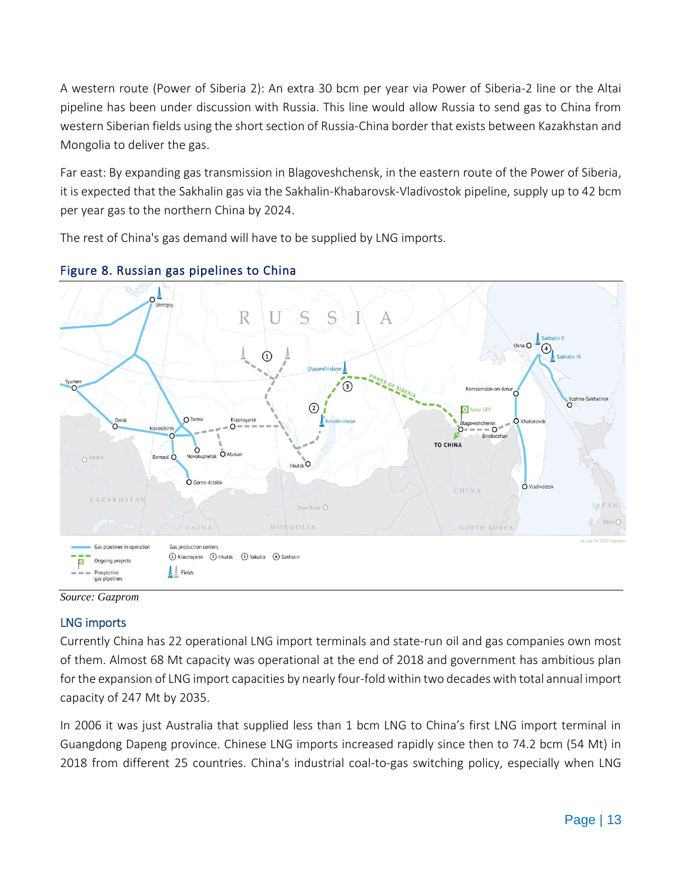A western route (Power of Siberia 2): An extra 30 bcm per year via Power of Siberia-2 line or the Altai pipeline has been under discussion with Russia. This line would allow Russia to send gas to China from western Siberian fields using the short section of Russia-China border that exists between Kazakhstan and Mongolia to deliver the gas.

Far east: By expanding gas transmission in Blagoveshchensk, in the eastern route of the Power of Siberia, it is expected that the Sakhalin gas via the Sakhalin-Khabarovsk-Vladivostok pipeline, supply up to 42 bcm per year gas to the northern China by 2024.

The rest of China's gas demand will have to be supplied by LNG imports.

### Figure 8. Russian gas pipelines to China

*Source: Gazprom*

### LNG imports

Currently China has 22 operational LNG import terminals and state-run oil and gas companies own most of them. Almost 68 Mt capacity was operational at the end of 2018 and government has ambitious plan for the expansion of LNG import capacities by nearly four-fold within two decades with total annual import capacity of 247 Mt by 2035.

In 2006 it was just Australia that supplied less than 1 bcm LNG to China's first LNG import terminal in Guangdong Dapeng province. Chinese LNG imports increased rapidly since then to 74.2 bcm (54 Mt) in 2018 from different 25 countries. China's industrial coal-to-gas switching policy, especially when LNG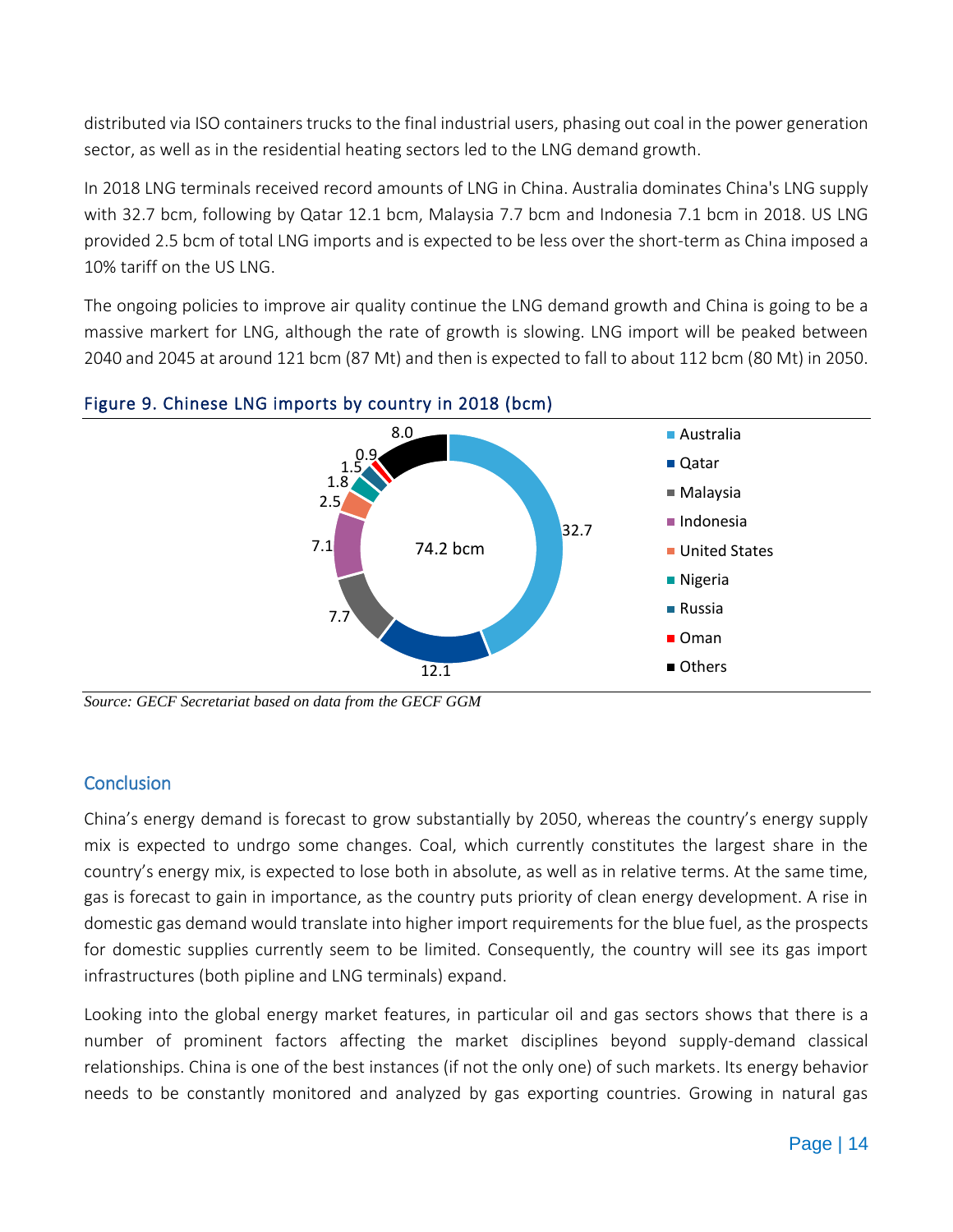distributed via ISO containers trucks to the final industrial users, phasing out coal in the power generation sector, as well as in the residential heating sectors led to the LNG demand growth.

In 2018 LNG terminals received record amounts of LNG in China. Australia dominates China's LNG supply with 32.7 bcm, following by Qatar 12.1 bcm, Malaysia 7.7 bcm and Indonesia 7.1 bcm in 2018. US LNG provided 2.5 bcm of total LNG imports and is expected to be less over the short-term as China imposed a 10% tariff on the US LNG.

The ongoing policies to improve air quality continue the LNG demand growth and China is going to be a massive markert for LNG, although the rate of growth is slowing. LNG import will be peaked between 2040 and 2045 at around 121 bcm (87 Mt) and then is expected to fall to about 112 bcm (80 Mt) in 2050.

Figure 9. Chinese LNG imports by country in 2018 (bcm)

| Country | bcm |
|---|---|
| Australia | 32.7 |
| Qatar | 12.1 |
| Malaysia | 7.7 |
| Indonesia | 7.1 |
| United States | 2.5 |
| Nigeria | 1.8 |
| Russia | 1.5 |
| Oman | 0.9 |
| Others | 8.0 |
| Total | 74.2 bcm |

*Source: GECF Secretariat based on data from the GECF GGM*

## Conclusion

China's energy demand is forecast to grow substantially by 2050, whereas the country's energy supply mix is expected to undrgo some changes. Coal, which currently constitutes the largest share in the country's energy mix, is expected to lose both in absolute, as well as in relative terms. At the same time, gas is forecast to gain in importance, as the country puts priority of clean energy development. A rise in domestic gas demand would translate into higher import requirements for the blue fuel, as the prospects for domestic supplies currently seem to be limited. Consequently, the country will see its gas import infrastructures (both pipline and LNG terminals) expand.

Looking into the global energy market features, in particular oil and gas sectors shows that there is a number of prominent factors affecting the market disciplines beyond supply-demand classical relationships. China is one of the best instances (if not the only one) of such markets. Its energy behavior needs to be constantly monitored and analyzed by gas exporting countries. Growing in natural gas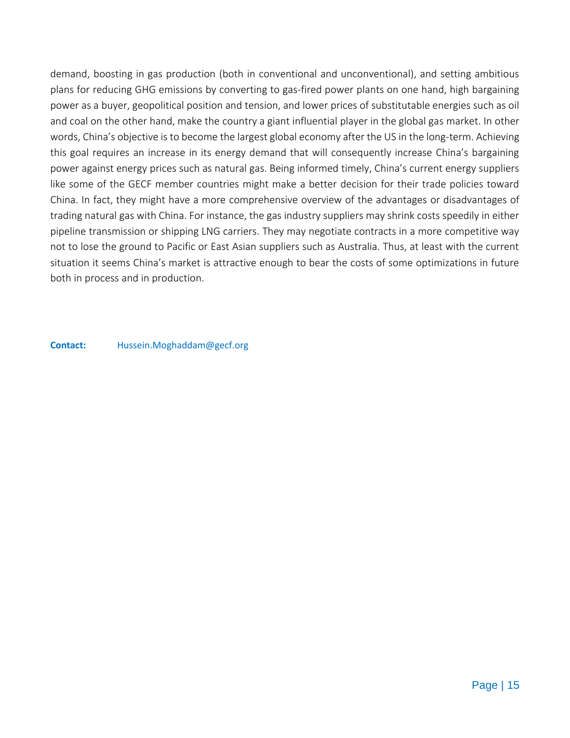demand, boosting in gas production (both in conventional and unconventional), and setting ambitious plans for reducing GHG emissions by converting to gas-fired power plants on one hand, high bargaining power as a buyer, geopolitical position and tension, and lower prices of substitutable energies such as oil and coal on the other hand, make the country a giant influential player in the global gas market. In other words, China's objective is to become the largest global economy after the US in the long-term. Achieving this goal requires an increase in its energy demand that will consequently increase China's bargaining power against energy prices such as natural gas. Being informed timely, China's current energy suppliers like some of the GECF member countries might make a better decision for their trade policies toward China. In fact, they might have a more comprehensive overview of the advantages or disadvantages of trading natural gas with China. For instance, the gas industry suppliers may shrink costs speedily in either pipeline transmission or shipping LNG carriers. They may negotiate contracts in a more competitive way not to lose the ground to Pacific or East Asian suppliers such as Australia. Thus, at least with the current situation it seems China's market is attractive enough to bear the costs of some optimizations in future both in process and in production.

**Contact:** Hussein.Moghaddam@gecf.org